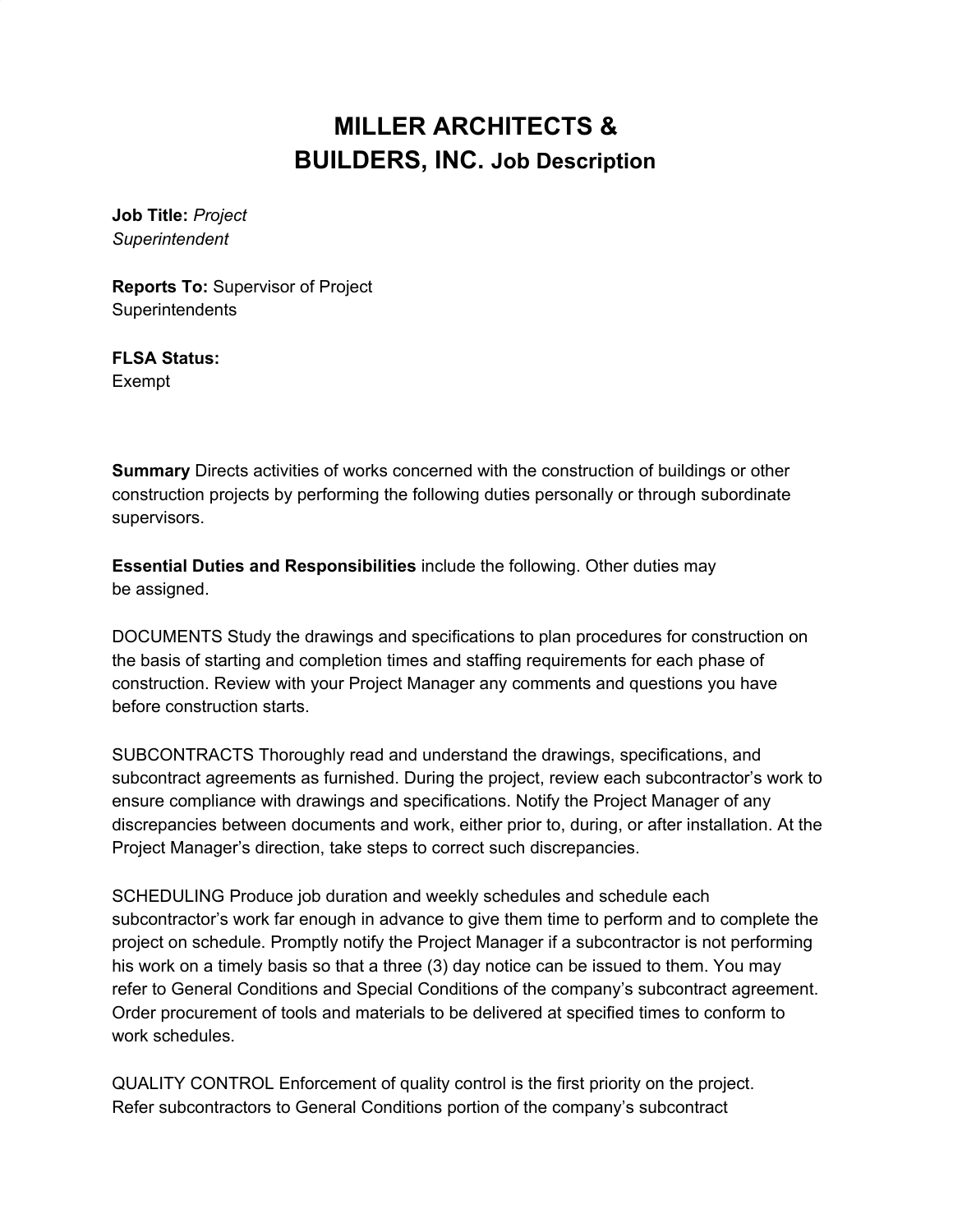# MILLER ARCHITECTS & BUILDERS, INC. Job Description

**Job Title:** *Project Superintendent*

**Reports To:** Supervisor of Project Superintendents

**FLSA Status:** Exempt

**Summary** Directs activities of works concerned with the construction of buildings or other construction projects by performing the following duties personally or through subordinate supervisors.

**Essential Duties and Responsibilities** include the following. Other duties may be assigned.

DOCUMENTS Study the drawings and specifications to plan procedures for construction on the basis of starting and completion times and staffing requirements for each phase of construction. Review with your Project Manager any comments and questions you have before construction starts.

SUBCONTRACTS Thoroughly read and understand the drawings, specifications, and subcontract agreements as furnished. During the project, review each subcontractor's work to ensure compliance with drawings and specifications. Notify the Project Manager of any discrepancies between documents and work, either prior to, during, or after installation. At the Project Manager's direction, take steps to correct such discrepancies.

SCHEDULING Produce job duration and weekly schedules and schedule each subcontractor's work far enough in advance to give them time to perform and to complete the project on schedule. Promptly notify the Project Manager if a subcontractor is not performing his work on a timely basis so that a three (3) day notice can be issued to them. You may refer to General Conditions and Special Conditions of the company's subcontract agreement. Order procurement of tools and materials to be delivered at specified times to conform to work schedules.

QUALITY CONTROL Enforcement of quality control is the first priority on the project. Refer subcontractors to General Conditions portion of the company's subcontract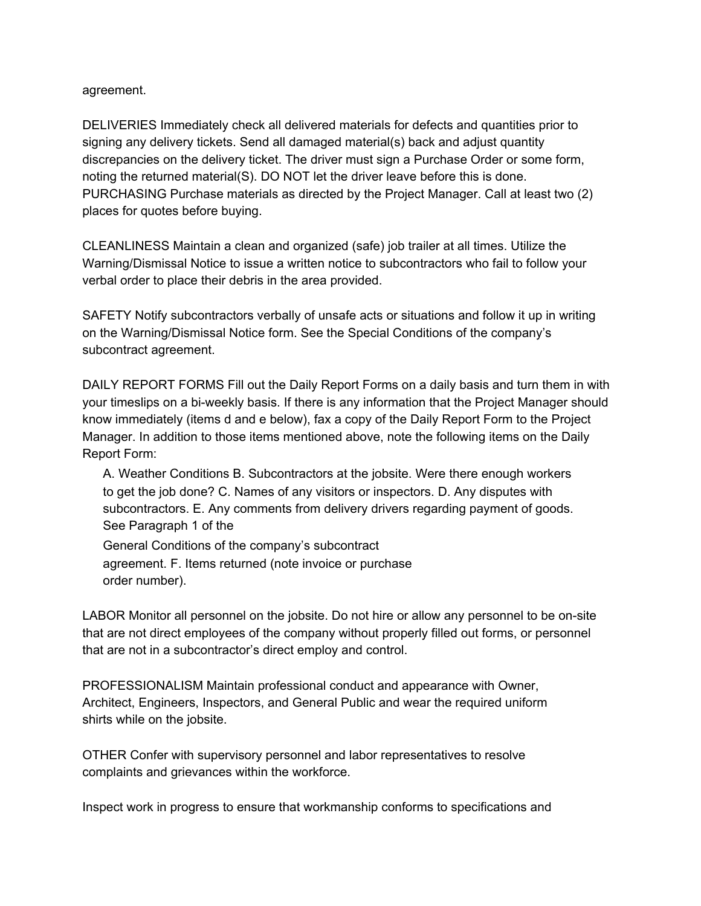agreement.

DELIVERIES Immediately check all delivered materials for defects and quantities prior to signing any delivery tickets. Send all damaged material(s) back and adjust quantity discrepancies on the delivery ticket. The driver must sign a Purchase Order or some form, noting the returned material(S). DO NOT let the driver leave before this is done.
PURCHASING Purchase materials as directed by the Project Manager. Call at least two (2) places for quotes before buying.

CLEANLINESS Maintain a clean and organized (safe) job trailer at all times. Utilize the Warning/Dismissal Notice to issue a written notice to subcontractors who fail to follow your verbal order to place their debris in the area provided.

SAFETY Notify subcontractors verbally of unsafe acts or situations and follow it up in writing on the Warning/Dismissal Notice form. See the Special Conditions of the company's subcontract agreement.

DAILY REPORT FORMS Fill out the Daily Report Forms on a daily basis and turn them in with your timeslips on a bi-weekly basis. If there is any information that the Project Manager should know immediately (items d and e below), fax a copy of the Daily Report Form to the Project Manager. In addition to those items mentioned above, note the following items on the Daily Report Form:

A. Weather Conditions B. Subcontractors at the jobsite. Were there enough workers to get the job done? C. Names of any visitors or inspectors. D. Any disputes with subcontractors. E. Any comments from delivery drivers regarding payment of goods. See Paragraph 1 of the

General Conditions of the company's subcontract agreement. F. Items returned (note invoice or purchase order number).

LABOR Monitor all personnel on the jobsite. Do not hire or allow any personnel to be on-site that are not direct employees of the company without properly filled out forms, or personnel that are not in a subcontractor's direct employ and control.

PROFESSIONALISM Maintain professional conduct and appearance with Owner, Architect, Engineers, Inspectors, and General Public and wear the required uniform shirts while on the jobsite.

OTHER Confer with supervisory personnel and labor representatives to resolve complaints and grievances within the workforce.

Inspect work in progress to ensure that workmanship conforms to specifications and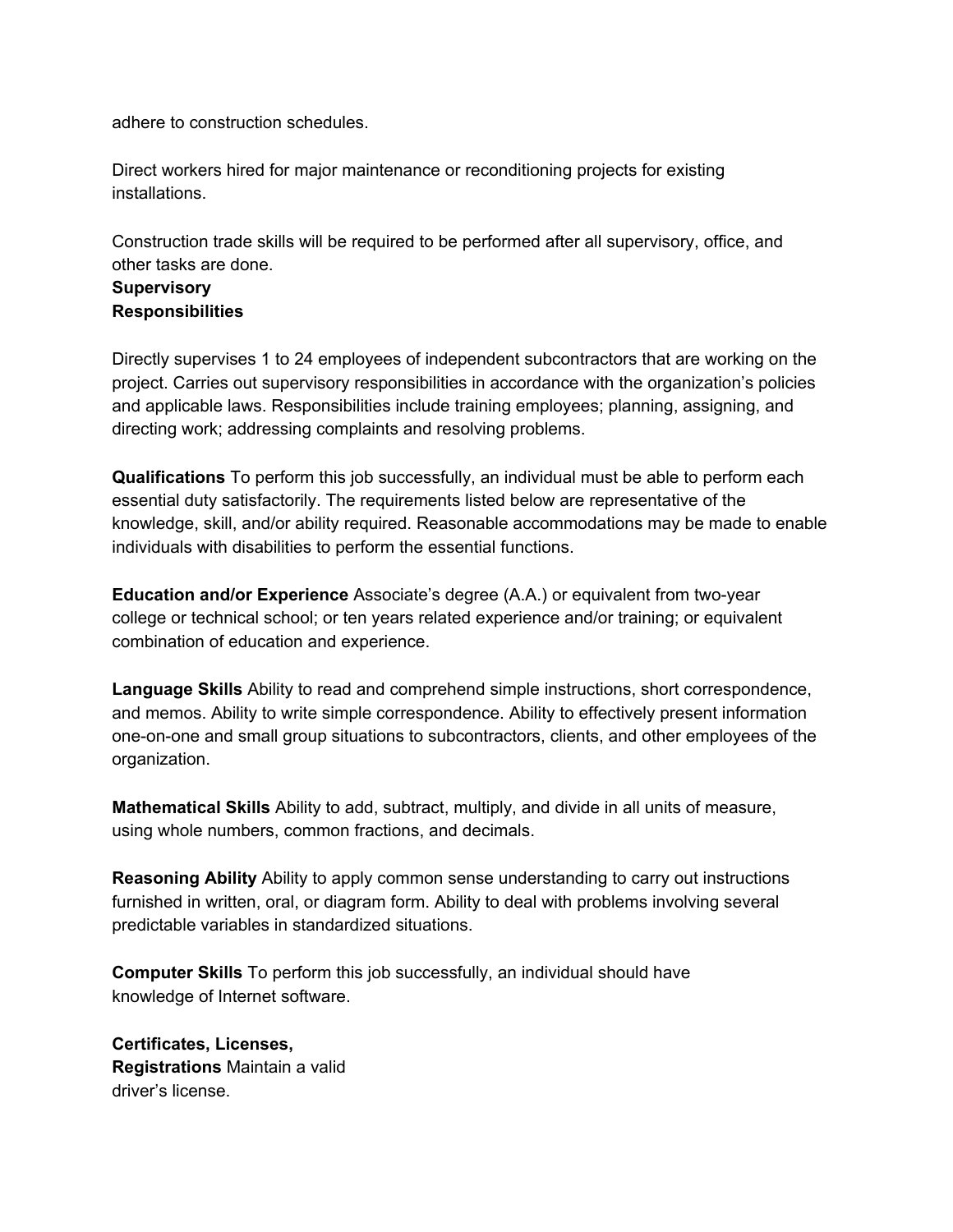adhere to construction schedules.

Direct workers hired for major maintenance or reconditioning projects for existing installations.

Construction trade skills will be required to be performed after all supervisory, office, and other tasks are done.

**Supervisory Responsibilities**

Directly supervises 1 to 24 employees of independent subcontractors that are working on the project. Carries out supervisory responsibilities in accordance with the organization's policies and applicable laws. Responsibilities include training employees; planning, assigning, and directing work; addressing complaints and resolving problems.

**Qualifications** To perform this job successfully, an individual must be able to perform each essential duty satisfactorily. The requirements listed below are representative of the knowledge, skill, and/or ability required. Reasonable accommodations may be made to enable individuals with disabilities to perform the essential functions.

**Education and/or Experience** Associate's degree (A.A.) or equivalent from two-year college or technical school; or ten years related experience and/or training; or equivalent combination of education and experience.

**Language Skills** Ability to read and comprehend simple instructions, short correspondence, and memos. Ability to write simple correspondence. Ability to effectively present information one-on-one and small group situations to subcontractors, clients, and other employees of the organization.

**Mathematical Skills** Ability to add, subtract, multiply, and divide in all units of measure, using whole numbers, common fractions, and decimals.

**Reasoning Ability** Ability to apply common sense understanding to carry out instructions furnished in written, oral, or diagram form. Ability to deal with problems involving several predictable variables in standardized situations.

**Computer Skills** To perform this job successfully, an individual should have knowledge of Internet software.

**Certificates, Licenses, Registrations** Maintain a valid driver's license.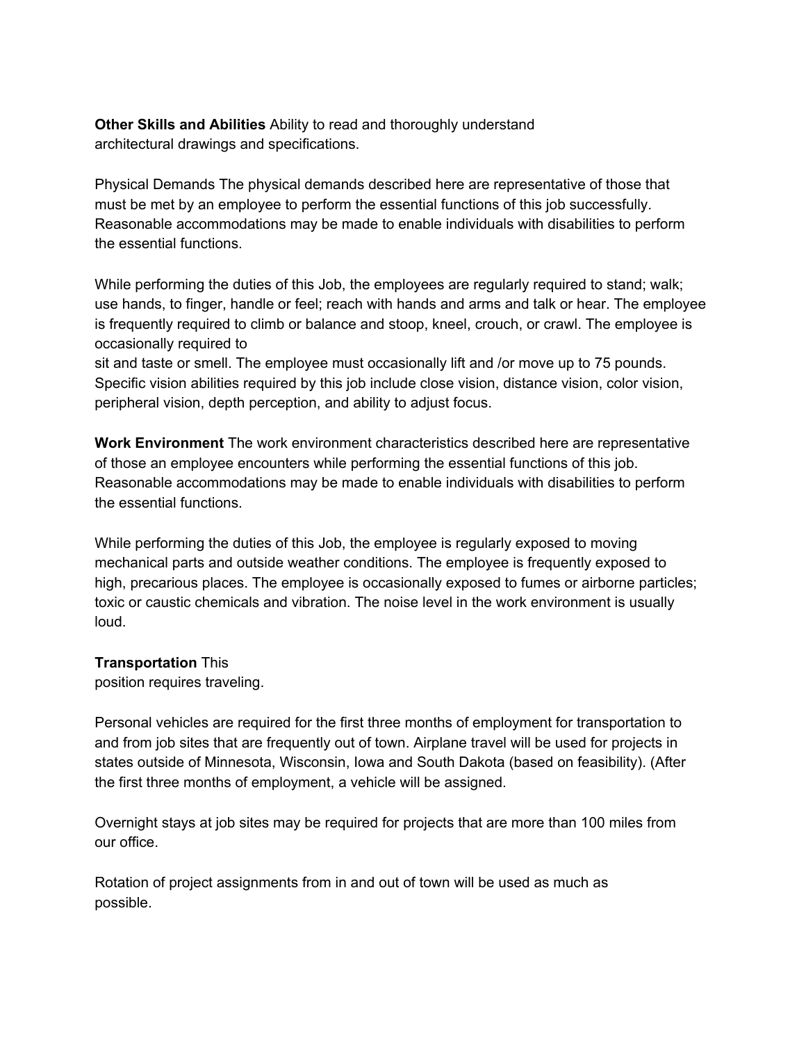**Other Skills and Abilities** Ability to read and thoroughly understand architectural drawings and specifications.

Physical Demands The physical demands described here are representative of those that must be met by an employee to perform the essential functions of this job successfully. Reasonable accommodations may be made to enable individuals with disabilities to perform the essential functions.

While performing the duties of this Job, the employees are regularly required to stand; walk; use hands, to finger, handle or feel; reach with hands and arms and talk or hear. The employee is frequently required to climb or balance and stoop, kneel, crouch, or crawl. The employee is occasionally required to sit and taste or smell. The employee must occasionally lift and /or move up to 75 pounds. Specific vision abilities required by this job include close vision, distance vision, color vision, peripheral vision, depth perception, and ability to adjust focus.

**Work Environment** The work environment characteristics described here are representative of those an employee encounters while performing the essential functions of this job. Reasonable accommodations may be made to enable individuals with disabilities to perform the essential functions.

While performing the duties of this Job, the employee is regularly exposed to moving mechanical parts and outside weather conditions. The employee is frequently exposed to high, precarious places. The employee is occasionally exposed to fumes or airborne particles; toxic or caustic chemicals and vibration. The noise level in the work environment is usually loud.

**Transportation** This position requires traveling.

Personal vehicles are required for the first three months of employment for transportation to and from job sites that are frequently out of town. Airplane travel will be used for projects in states outside of Minnesota, Wisconsin, Iowa and South Dakota (based on feasibility). (After the first three months of employment, a vehicle will be assigned.

Overnight stays at job sites may be required for projects that are more than 100 miles from our office.

Rotation of project assignments from in and out of town will be used as much as possible.